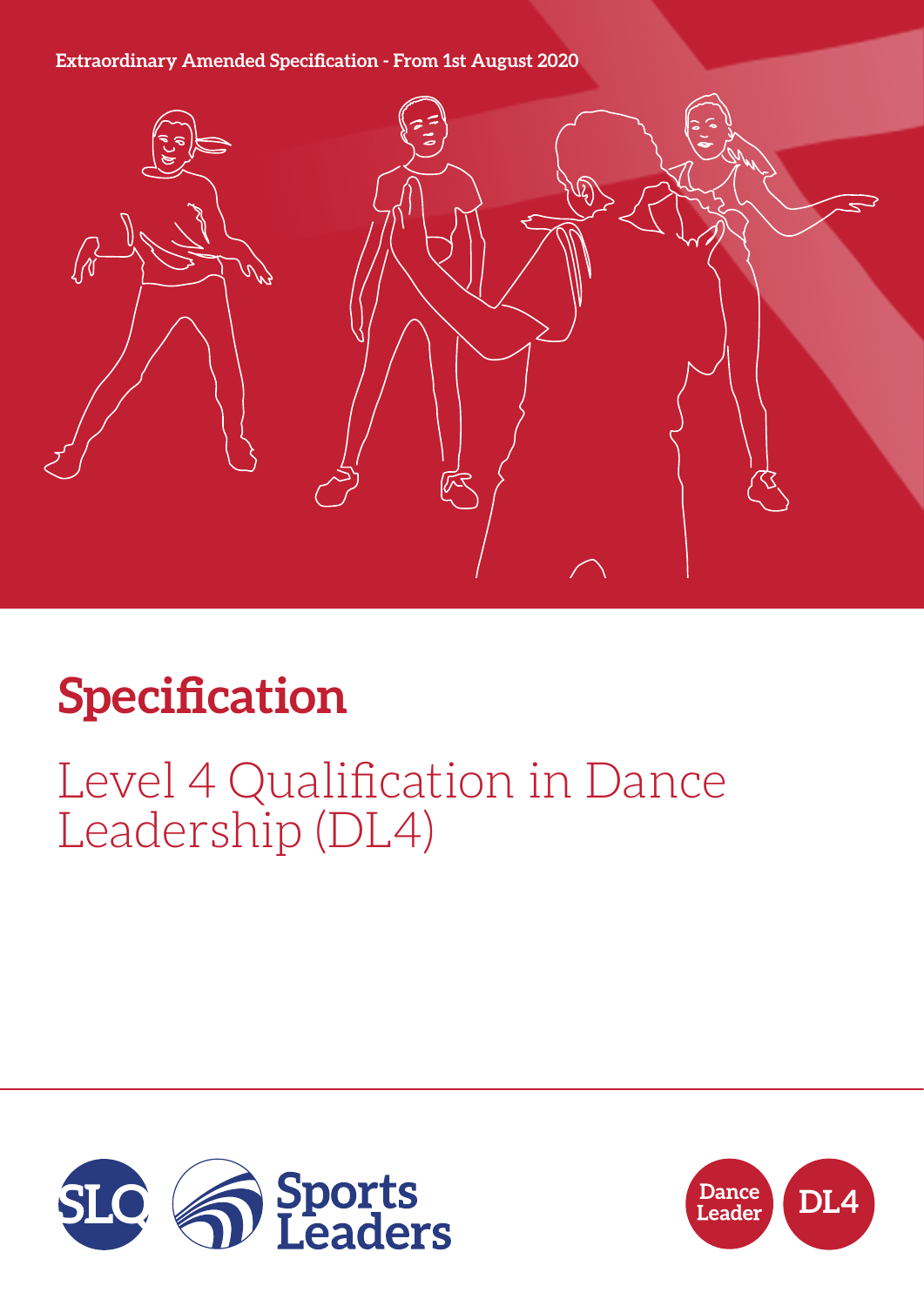Extraordinary Amended Specification - From 1st August 2020

# Specification

## Level 4 Qualification in Dance Leadership (DL4)

SLQ Sports Leaders

Dance Leader DL4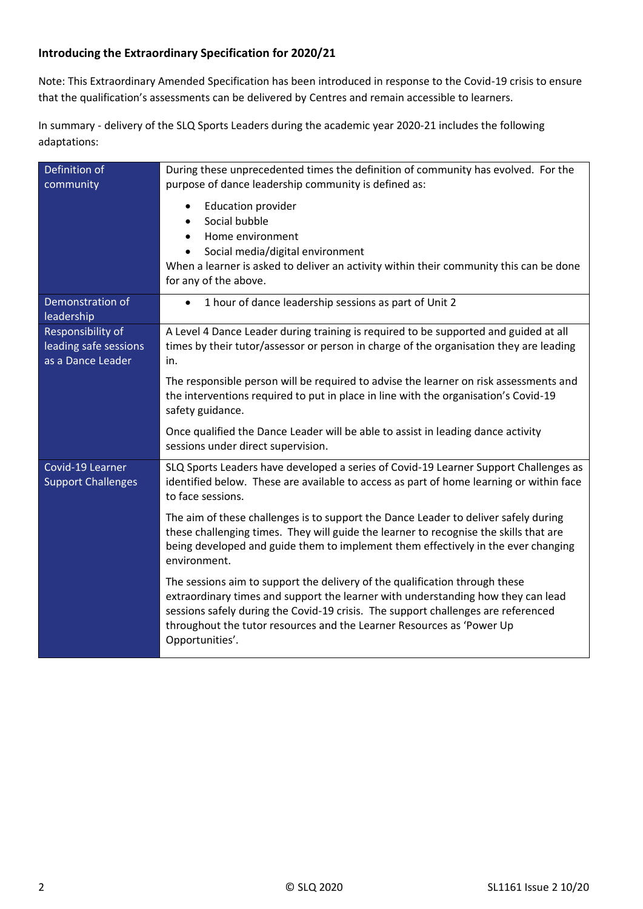**Introducing the Extraordinary Specification for 2020/21**

Note: This Extraordinary Amended Specification has been introduced in response to the Covid-19 crisis to ensure that the qualification's assessments can be delivered by Centres and remain accessible to learners.

In summary - delivery of the SLQ Sports Leaders during the academic year 2020-21 includes the following adaptations:

| | |
|---|---|
| Definition of community | During these unprecedented times the definition of community has evolved. For the purpose of dance leadership community is defined as:<br><br>• Education provider<br>• Social bubble<br>• Home environment<br>• Social media/digital environment<br><br>When a learner is asked to deliver an activity within their community this can be done for any of the above. |
| Demonstration of leadership | • 1 hour of dance leadership sessions as part of Unit 2 |
| Responsibility of leading safe sessions as a Dance Leader | A Level 4 Dance Leader during training is required to be supported and guided at all times by their tutor/assessor or person in charge of the organisation they are leading in.<br><br>The responsible person will be required to advise the learner on risk assessments and the interventions required to put in place in line with the organisation's Covid-19 safety guidance.<br><br>Once qualified the Dance Leader will be able to assist in leading dance activity sessions under direct supervision. |
| Covid-19 Learner Support Challenges | SLQ Sports Leaders have developed a series of Covid-19 Learner Support Challenges as identified below. These are available to access as part of home learning or within face to face sessions.<br><br>The aim of these challenges is to support the Dance Leader to deliver safely during these challenging times. They will guide the learner to recognise the skills that are being developed and guide them to implement them effectively in the ever changing environment.<br><br>The sessions aim to support the delivery of the qualification through these extraordinary times and support the learner with understanding how they can lead sessions safely during the Covid-19 crisis. The support challenges are referenced throughout the tutor resources and the Learner Resources as 'Power Up Opportunities'. |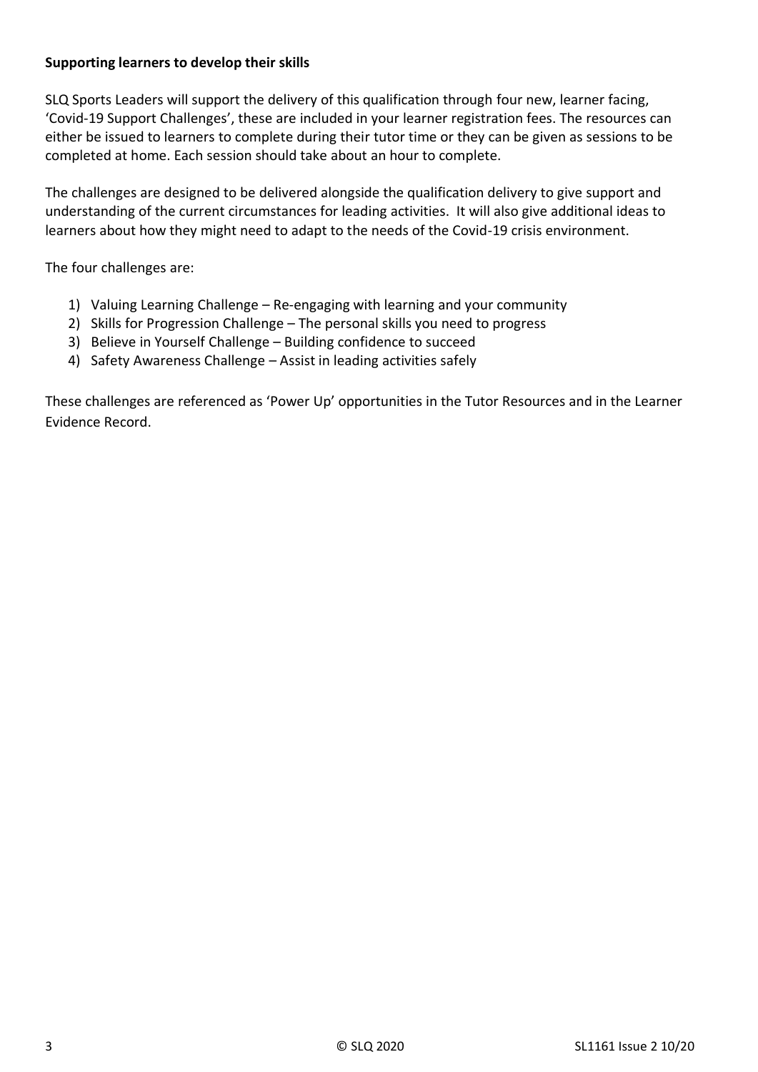**Supporting learners to develop their skills**

SLQ Sports Leaders will support the delivery of this qualification through four new, learner facing, 'Covid-19 Support Challenges', these are included in your learner registration fees. The resources can either be issued to learners to complete during their tutor time or they can be given as sessions to be completed at home. Each session should take about an hour to complete.

The challenges are designed to be delivered alongside the qualification delivery to give support and understanding of the current circumstances for leading activities. It will also give additional ideas to learners about how they might need to adapt to the needs of the Covid-19 crisis environment.

The four challenges are:

1) Valuing Learning Challenge – Re-engaging with learning and your community
2) Skills for Progression Challenge – The personal skills you need to progress
3) Believe in Yourself Challenge – Building confidence to succeed
4) Safety Awareness Challenge – Assist in leading activities safely

These challenges are referenced as 'Power Up' opportunities in the Tutor Resources and in the Learner Evidence Record.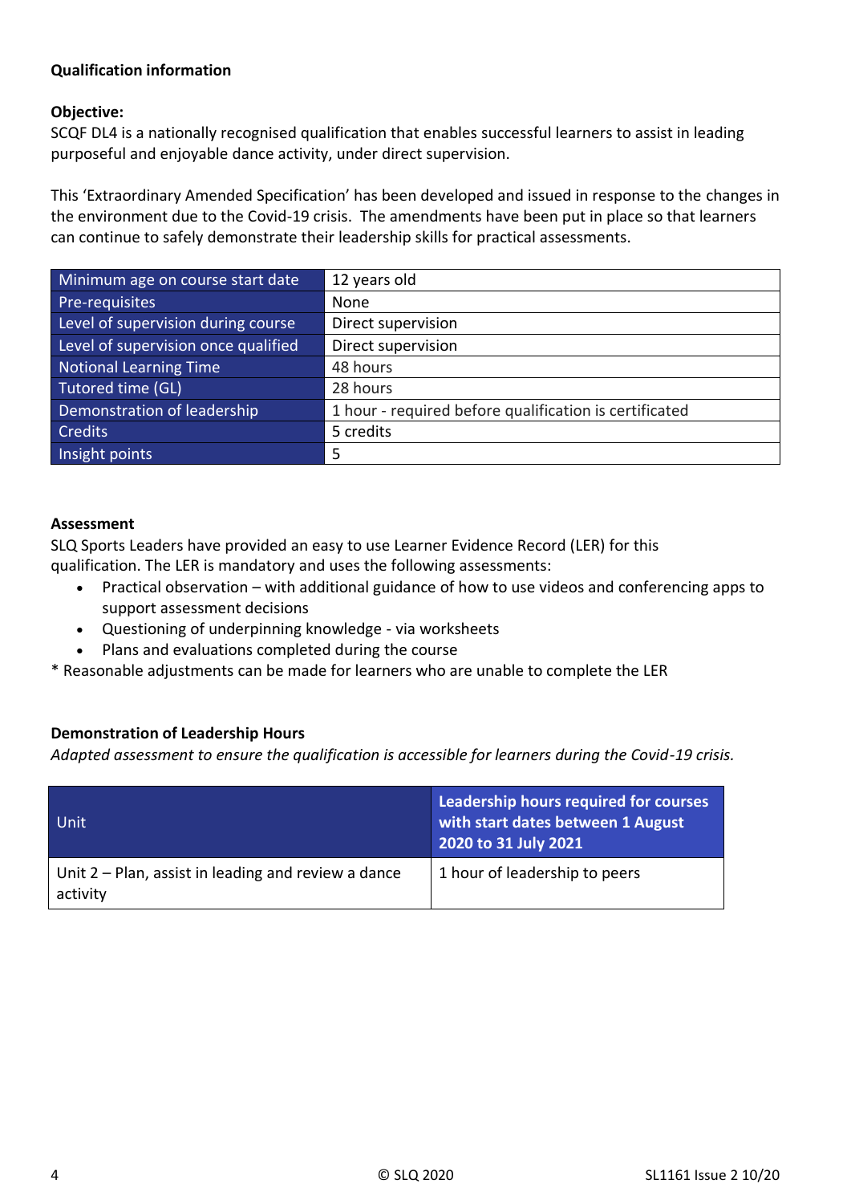**Qualification information**

**Objective:**
SCQF DL4 is a nationally recognised qualification that enables successful learners to assist in leading purposeful and enjoyable dance activity, under direct supervision.

This 'Extraordinary Amended Specification' has been developed and issued in response to the changes in the environment due to the Covid-19 crisis. The amendments have been put in place so that learners can continue to safely demonstrate their leadership skills for practical assessments.

| Minimum age on course start date | 12 years old |
|---|---|
| Pre-requisites | None |
| Level of supervision during course | Direct supervision |
| Level of supervision once qualified | Direct supervision |
| Notional Learning Time | 48 hours |
| Tutored time (GL) | 28 hours |
| Demonstration of leadership | 1 hour - required before qualification is certificated |
| Credits | 5 credits |
| Insight points | 5 |

**Assessment**
SLQ Sports Leaders have provided an easy to use Learner Evidence Record (LER) for this qualification. The LER is mandatory and uses the following assessments:

- Practical observation – with additional guidance of how to use videos and conferencing apps to support assessment decisions
- Questioning of underpinning knowledge - via worksheets
- Plans and evaluations completed during the course

* Reasonable adjustments can be made for learners who are unable to complete the LER

**Demonstration of Leadership Hours**
*Adapted assessment to ensure the qualification is accessible for learners during the Covid-19 crisis.*

| Unit | Leadership hours required for courses with start dates between 1 August 2020 to 31 July 2021 |
|---|---|
| Unit 2 – Plan, assist in leading and review a dance activity | 1 hour of leadership to peers |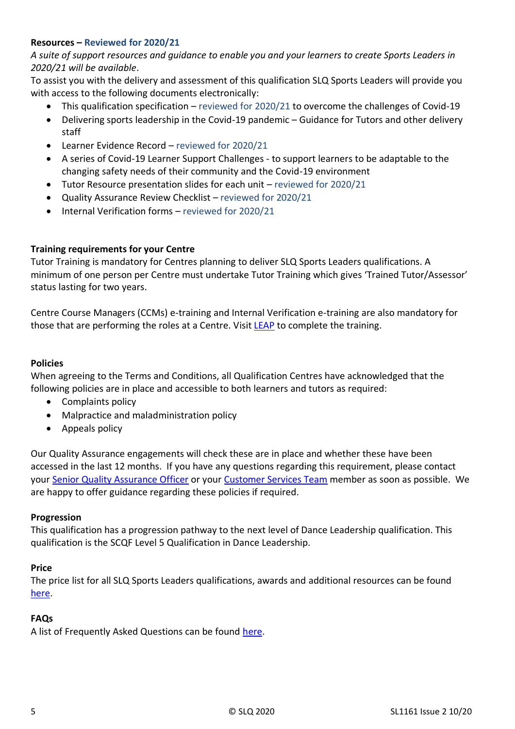**Resources – Reviewed for 2020/21**

*A suite of support resources and guidance to enable you and your learners to create Sports Leaders in 2020/21 will be available*.

To assist you with the delivery and assessment of this qualification SLQ Sports Leaders will provide you with access to the following documents electronically:

- This qualification specification – reviewed for 2020/21 to overcome the challenges of Covid-19
- Delivering sports leadership in the Covid-19 pandemic – Guidance for Tutors and other delivery staff
- Learner Evidence Record – reviewed for 2020/21
- A series of Covid-19 Learner Support Challenges - to support learners to be adaptable to the changing safety needs of their community and the Covid-19 environment
- Tutor Resource presentation slides for each unit – reviewed for 2020/21
- Quality Assurance Review Checklist – reviewed for 2020/21
- Internal Verification forms – reviewed for 2020/21

**Training requirements for your Centre**

Tutor Training is mandatory for Centres planning to deliver SLQ Sports Leaders qualifications. A minimum of one person per Centre must undertake Tutor Training which gives 'Trained Tutor/Assessor' status lasting for two years.

Centre Course Managers (CCMs) e-training and Internal Verification e-training are also mandatory for those that are performing the roles at a Centre. Visit LEAP to complete the training.

**Policies**

When agreeing to the Terms and Conditions, all Qualification Centres have acknowledged that the following policies are in place and accessible to both learners and tutors as required:

- Complaints policy
- Malpractice and maladministration policy
- Appeals policy

Our Quality Assurance engagements will check these are in place and whether these have been accessed in the last 12 months. If you have any questions regarding this requirement, please contact your Senior Quality Assurance Officer or your Customer Services Team member as soon as possible. We are happy to offer guidance regarding these policies if required.

**Progression**

This qualification has a progression pathway to the next level of Dance Leadership qualification. This qualification is the SCQF Level 5 Qualification in Dance Leadership.

**Price**

The price list for all SLQ Sports Leaders qualifications, awards and additional resources can be found here.

**FAQs**

A list of Frequently Asked Questions can be found here.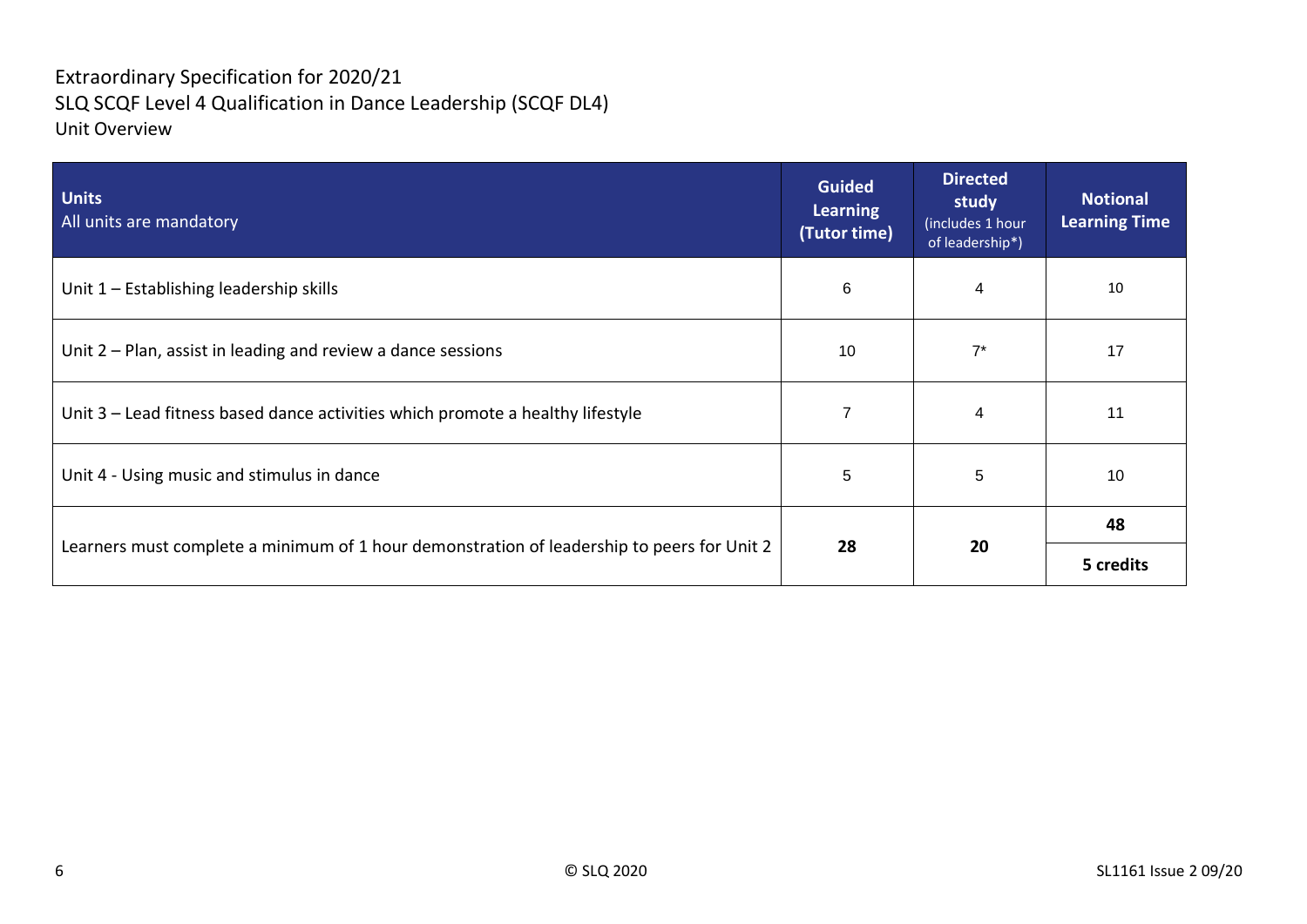Extraordinary Specification for 2020/21
SLQ SCQF Level 4 Qualification in Dance Leadership (SCQF DL4)
Unit Overview

| **Units** All units are mandatory | **Guided Learning (Tutor time)** | **Directed study** (includes 1 hour of leadership*) | **Notional Learning Time** |
|---|---|---|---|
| Unit 1 – Establishing leadership skills | 6 | 4 | 10 |
| Unit 2 – Plan, assist in leading and review a dance sessions | 10 | 7* | 17 |
| Unit 3 – Lead fitness based dance activities which promote a healthy lifestyle | 7 | 4 | 11 |
| Unit 4 - Using music and stimulus in dance | 5 | 5 | 10 |
| Learners must complete a minimum of 1 hour demonstration of leadership to peers for Unit 2 | **28** | **20** | **48** |
| | | | **5 credits** |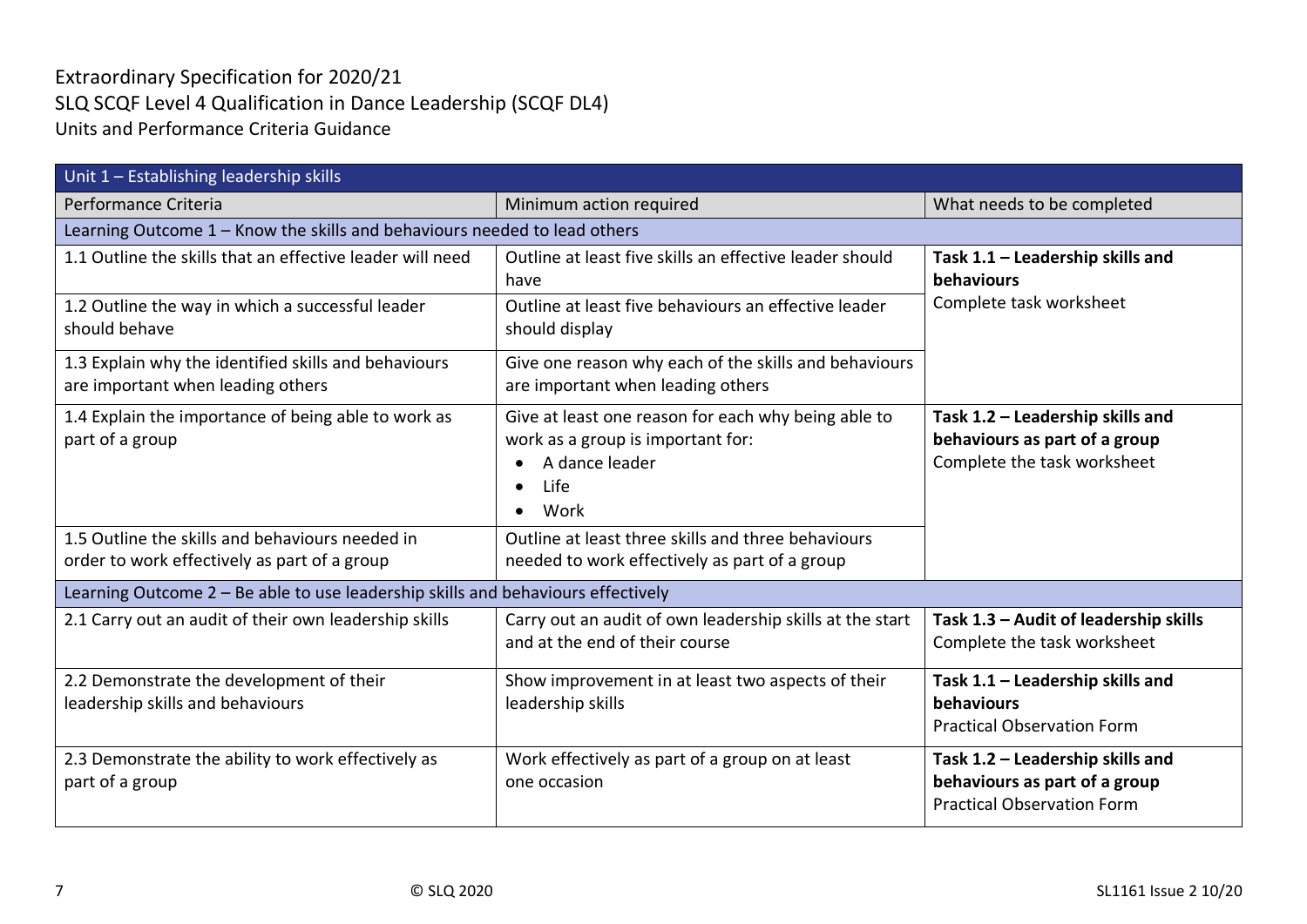Extraordinary Specification for 2020/21
SLQ SCQF Level 4 Qualification in Dance Leadership (SCQF DL4)
Units and Performance Criteria Guidance

| Unit 1 – Establishing leadership skills | | |
|---|---|---|
| Performance Criteria | Minimum action required | What needs to be completed |
| Learning Outcome 1 – Know the skills and behaviours needed to lead others | | |
| 1.1 Outline the skills that an effective leader will need | Outline at least five skills an effective leader should have | **Task 1.1 – Leadership skills and behaviours**<br>Complete task worksheet |
| 1.2 Outline the way in which a successful leader should behave | Outline at least five behaviours an effective leader should display | |
| 1.3 Explain why the identified skills and behaviours are important when leading others | Give one reason why each of the skills and behaviours are important when leading others | |
| 1.4 Explain the importance of being able to work as part of a group | Give at least one reason for each why being able to work as a group is important for:<br>• A dance leader<br>• Life<br>• Work | **Task 1.2 – Leadership skills and behaviours as part of a group**<br>Complete the task worksheet |
| 1.5 Outline the skills and behaviours needed in order to work effectively as part of a group | Outline at least three skills and three behaviours needed to work effectively as part of a group | |
| Learning Outcome 2 – Be able to use leadership skills and behaviours effectively | | |
| 2.1 Carry out an audit of their own leadership skills | Carry out an audit of own leadership skills at the start and at the end of their course | **Task 1.3 – Audit of leadership skills**<br>Complete the task worksheet |
| 2.2 Demonstrate the development of their leadership skills and behaviours | Show improvement in at least two aspects of their leadership skills | **Task 1.1 – Leadership skills and behaviours**<br>Practical Observation Form |
| 2.3 Demonstrate the ability to work effectively as part of a group | Work effectively as part of a group on at least one occasion | **Task 1.2 – Leadership skills and behaviours as part of a group**<br>Practical Observation Form |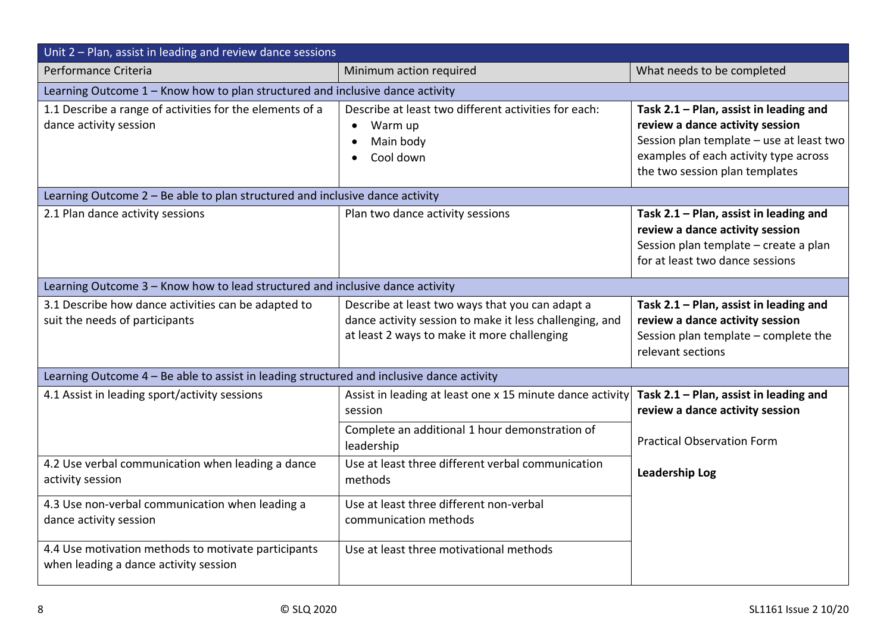| Unit 2 – Plan, assist in leading and review dance sessions | | |
|---|---|---|
| Performance Criteria | Minimum action required | What needs to be completed |
| **Learning Outcome 1 – Know how to plan structured and inclusive dance activity** | | |
| 1.1 Describe a range of activities for the elements of a dance activity session | Describe at least two different activities for each:<br>• Warm up<br>• Main body<br>• Cool down | **Task 2.1 – Plan, assist in leading and review a dance activity session**<br>Session plan template – use at least two examples of each activity type across the two session plan templates |
| **Learning Outcome 2 – Be able to plan structured and inclusive dance activity** | | |
| 2.1 Plan dance activity sessions | Plan two dance activity sessions | **Task 2.1 – Plan, assist in leading and review a dance activity session**<br>Session plan template – create a plan for at least two dance sessions |
| **Learning Outcome 3 – Know how to lead structured and inclusive dance activity** | | |
| 3.1 Describe how dance activities can be adapted to suit the needs of participants | Describe at least two ways that you can adapt a dance activity session to make it less challenging, and at least 2 ways to make it more challenging | **Task 2.1 – Plan, assist in leading and review a dance activity session**<br>Session plan template – complete the relevant sections |
| **Learning Outcome 4 – Be able to assist in leading structured and inclusive dance activity** | | |
| 4.1 Assist in leading sport/activity sessions | Assist in leading at least one x 15 minute dance activity session<br>Complete an additional 1 hour demonstration of leadership | **Task 2.1 – Plan, assist in leading and review a dance activity session**<br>Practical Observation Form<br>**Leadership Log** |
| 4.2 Use verbal communication when leading a dance activity session | Use at least three different verbal communication methods | |
| 4.3 Use non-verbal communication when leading a dance activity session | Use at least three different non-verbal communication methods | |
| 4.4 Use motivation methods to motivate participants when leading a dance activity session | Use at least three motivational methods | |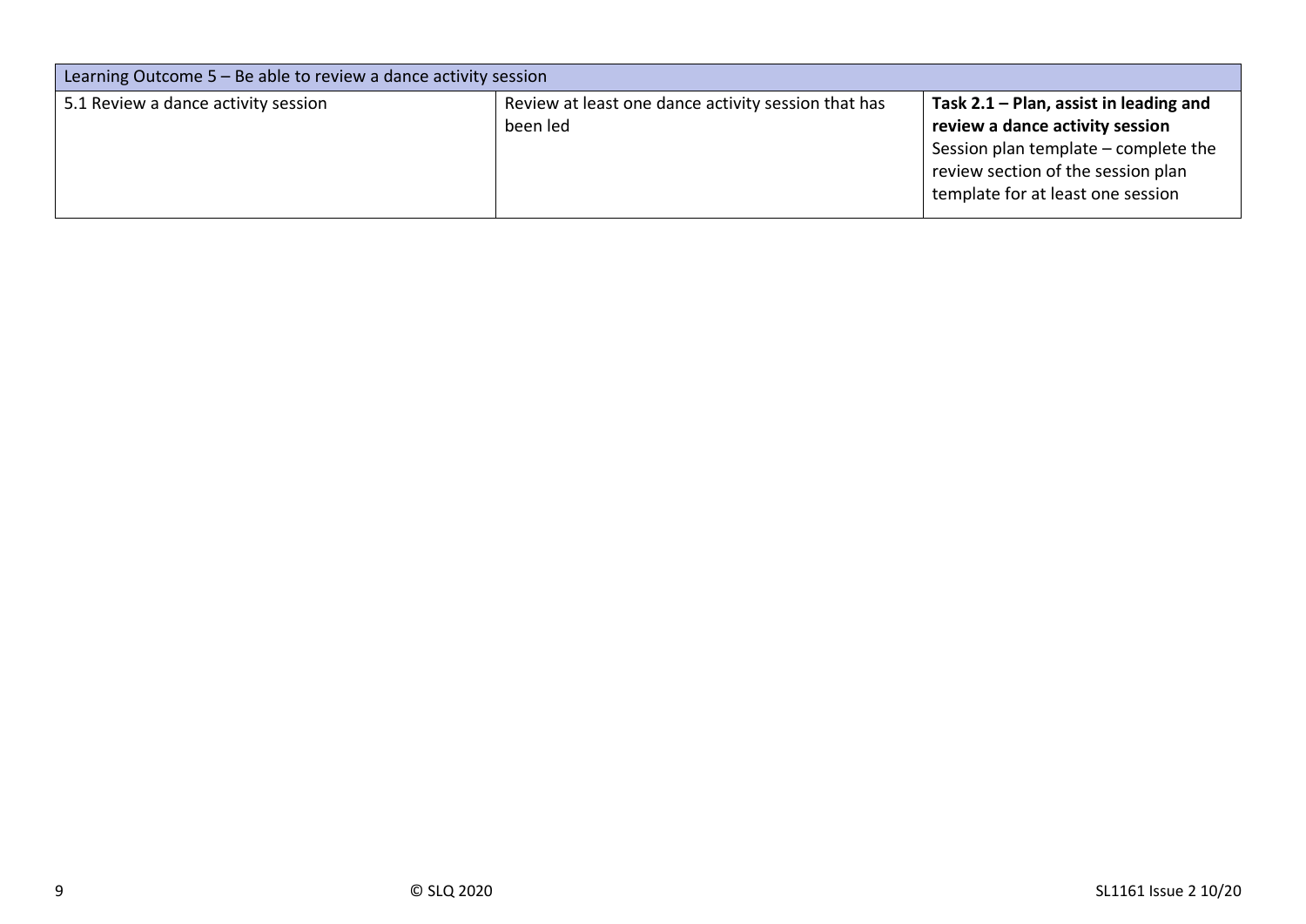| Learning Outcome 5 – Be able to review a dance activity session | | |
|---|---|---|
| 5.1 Review a dance activity session | Review at least one dance activity session that has been led | **Task 2.1 – Plan, assist in leading and review a dance activity session**<br>Session plan template – complete the review section of the session plan template for at least one session |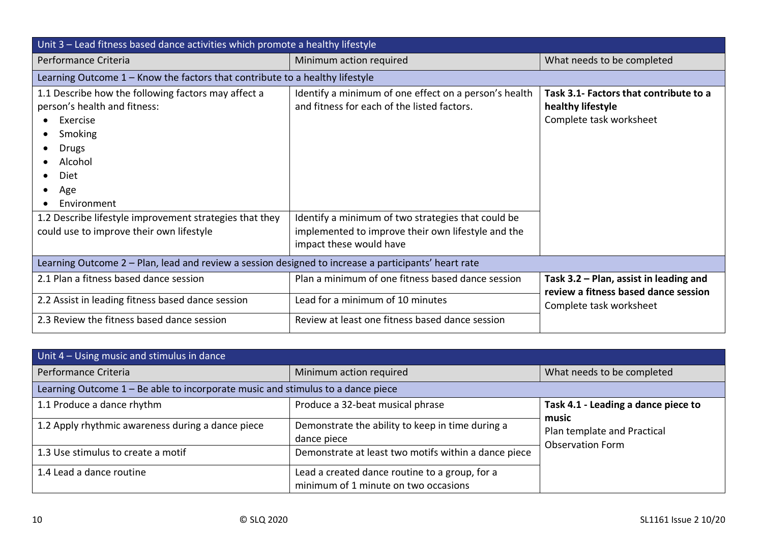| Unit 3 – Lead fitness based dance activities which promote a healthy lifestyle | | |
|---|---|---|
| Performance Criteria | Minimum action required | What needs to be completed |
| Learning Outcome 1 – Know the factors that contribute to a healthy lifestyle | | |
| 1.1 Describe how the following factors may affect a person's health and fitness:<br>• Exercise<br>• Smoking<br>• Drugs<br>• Alcohol<br>• Diet<br>• Age<br>• Environment | Identify a minimum of one effect on a person's health and fitness for each of the listed factors. | **Task 3.1- Factors that contribute to a healthy lifestyle**<br>Complete task worksheet |
| 1.2 Describe lifestyle improvement strategies that they could use to improve their own lifestyle | Identify a minimum of two strategies that could be implemented to improve their own lifestyle and the impact these would have | |
| Learning Outcome 2 – Plan, lead and review a session designed to increase a participants' heart rate | | |
| 2.1 Plan a fitness based dance session | Plan a minimum of one fitness based dance session | **Task 3.2 – Plan, assist in leading and review a fitness based dance session**<br>Complete task worksheet |
| 2.2 Assist in leading fitness based dance session | Lead for a minimum of 10 minutes | |
| 2.3 Review the fitness based dance session | Review at least one fitness based dance session | |

| Unit 4 – Using music and stimulus in dance | | |
|---|---|---|
| Performance Criteria | Minimum action required | What needs to be completed |
| Learning Outcome 1 – Be able to incorporate music and stimulus to a dance piece | | |
| 1.1 Produce a dance rhythm | Produce a 32-beat musical phrase | **Task 4.1 - Leading a dance piece to music**<br>Plan template and Practical Observation Form |
| 1.2 Apply rhythmic awareness during a dance piece | Demonstrate the ability to keep in time during a dance piece | |
| 1.3 Use stimulus to create a motif | Demonstrate at least two motifs within a dance piece | |
| 1.4 Lead a dance routine | Lead a created dance routine to a group, for a minimum of 1 minute on two occasions | |